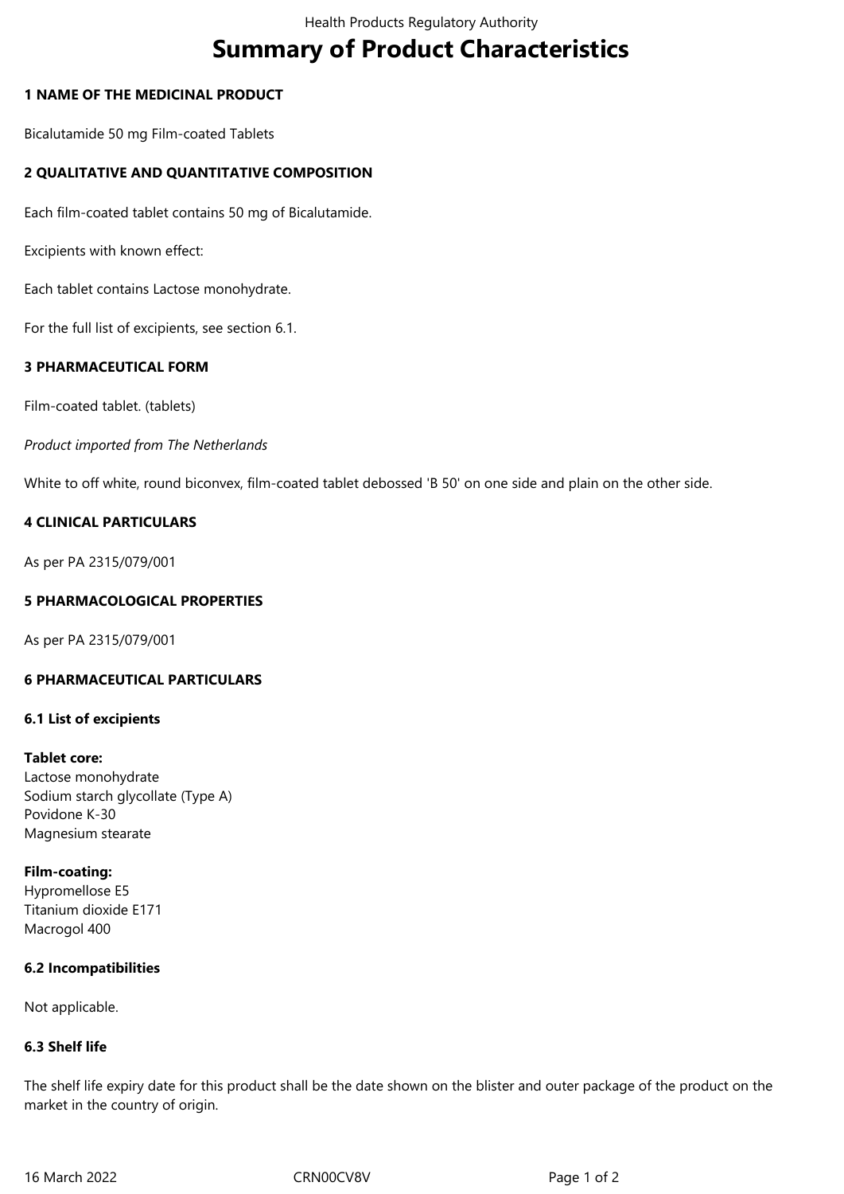# Summary of Product Characteristics

## 1 NAME OF THE MEDICINAL PRODUCT

Bicalutamide 50 mg Film-coated Tablets

## 2 QUALITATIVE AND QUANTITATIVE COMPOSITION

Each film-coated tablet contains 50 mg of Bicalutamide.

Excipients with known effect:

Each tablet contains Lactose monohydrate.

For the full list of excipients, see section 6.1.

## 3 PHARMACEUTICAL FORM

Film-coated tablet. (tablets)

*Product imported from The Netherlands*

White to off white, round biconvex, film-coated tablet debossed 'B 50' on one side and plain on the other side.

## 4 CLINICAL PARTICULARS

As per PA 2315/079/001

## 5 PHARMACOLOGICAL PROPERTIES

As per PA 2315/079/001

## 6 PHARMACEUTICAL PARTICULARS

### 6.1 List of excipients

**Tablet core:**
Lactose monohydrate
Sodium starch glycollate (Type A)
Povidone K-30
Magnesium stearate

**Film-coating:**
Hypromellose E5
Titanium dioxide E171
Macrogol 400

### 6.2 Incompatibilities

Not applicable.

### 6.3 Shelf life

The shelf life expiry date for this product shall be the date shown on the blister and outer package of the product on the market in the country of origin.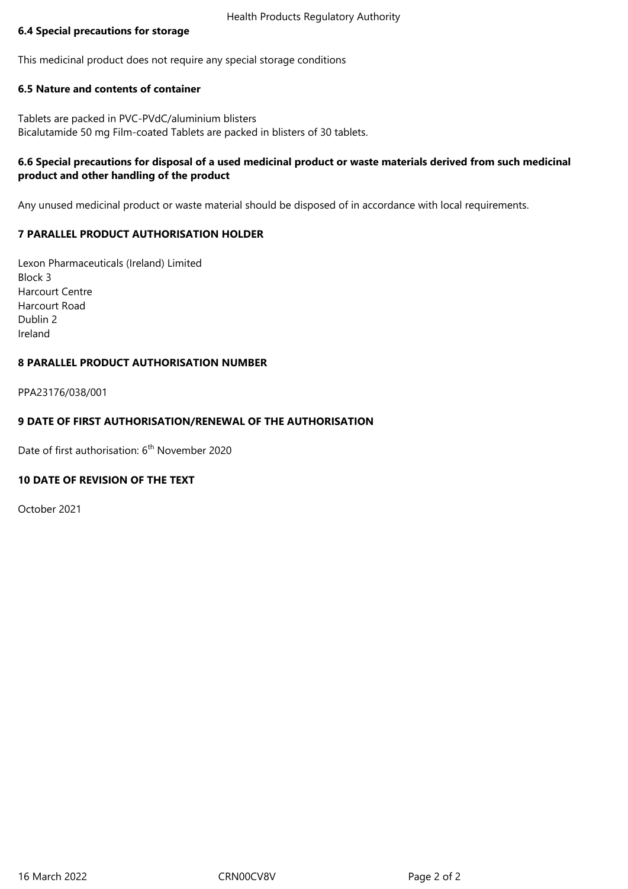### 6.4 Special precautions for storage

This medicinal product does not require any special storage conditions

### 6.5 Nature and contents of container

Tablets are packed in PVC-PVdC/aluminium blisters
Bicalutamide 50 mg Film-coated Tablets are packed in blisters of 30 tablets.

### 6.6 Special precautions for disposal of a used medicinal product or waste materials derived from such medicinal product and other handling of the product

Any unused medicinal product or waste material should be disposed of in accordance with local requirements.

## 7 PARALLEL PRODUCT AUTHORISATION HOLDER

Lexon Pharmaceuticals (Ireland) Limited
Block 3
Harcourt Centre
Harcourt Road
Dublin 2
Ireland

## 8 PARALLEL PRODUCT AUTHORISATION NUMBER

PPA23176/038/001

## 9 DATE OF FIRST AUTHORISATION/RENEWAL OF THE AUTHORISATION

Date of first authorisation: 6th November 2020

## 10 DATE OF REVISION OF THE TEXT

October 2021